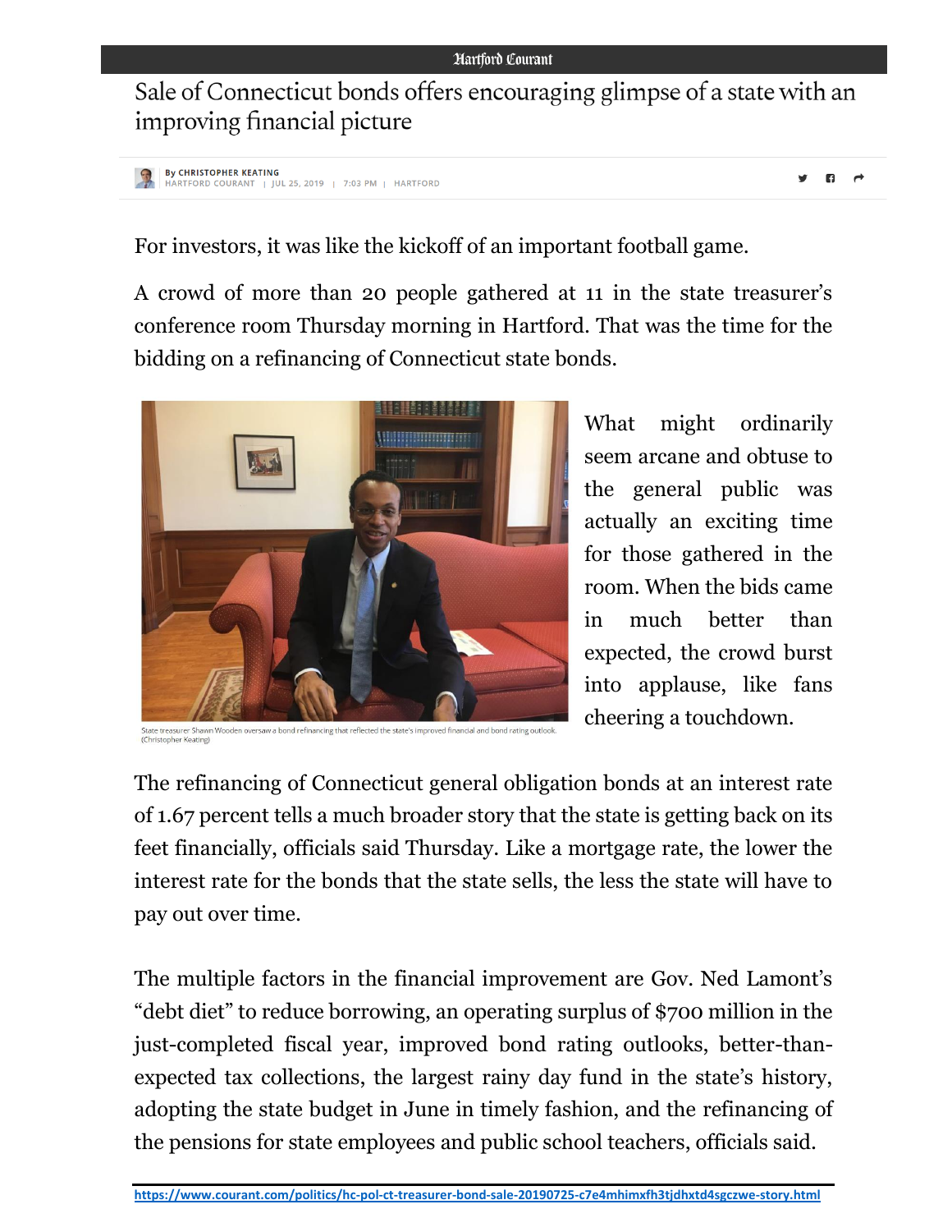Hartford Courant

# Sale of Connecticut bonds offers encouraging glimpse of a state with an improving financial picture

By CHRISTOPHER KEATING
HARTFORD COURANT | JUL 25, 2019 | 7:03 PM | HARTFORD

For investors, it was like the kickoff of an important football game.

A crowd of more than 20 people gathered at 11 in the state treasurer's conference room Thursday morning in Hartford. That was the time for the bidding on a refinancing of Connecticut state bonds.

State treasurer Shawn Wooden oversaw a bond refinancing that reflected the state's improved financial and bond rating outlook. (Christopher Keating)

What might ordinarily seem arcane and obtuse to the general public was actually an exciting time for those gathered in the room. When the bids came in much better than expected, the crowd burst into applause, like fans cheering a touchdown.

The refinancing of Connecticut general obligation bonds at an interest rate of 1.67 percent tells a much broader story that the state is getting back on its feet financially, officials said Thursday. Like a mortgage rate, the lower the interest rate for the bonds that the state sells, the less the state will have to pay out over time.

The multiple factors in the financial improvement are Gov. Ned Lamont's "debt diet" to reduce borrowing, an operating surplus of $700 million in the just-completed fiscal year, improved bond rating outlooks, better-than-expected tax collections, the largest rainy day fund in the state's history, adopting the state budget in June in timely fashion, and the refinancing of the pensions for state employees and public school teachers, officials said.

https://www.courant.com/politics/hc-pol-ct-treasurer-bond-sale-20190725-c7e4mhimxfh3tjdhxtd4sgczwe-story.html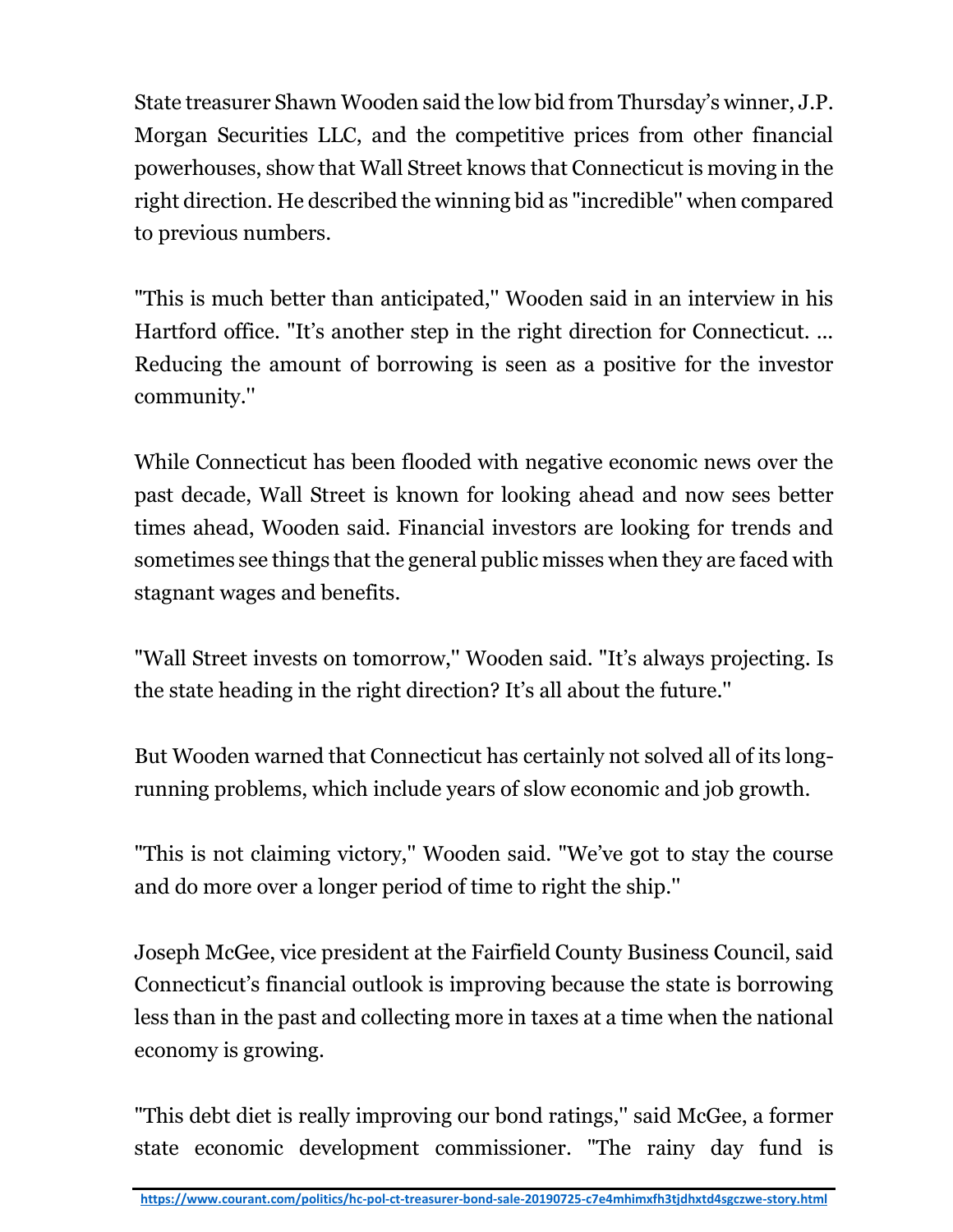State treasurer Shawn Wooden said the low bid from Thursday's winner, J.P. Morgan Securities LLC, and the competitive prices from other financial powerhouses, show that Wall Street knows that Connecticut is moving in the right direction. He described the winning bid as "incredible" when compared to previous numbers.

"This is much better than anticipated," Wooden said in an interview in his Hartford office. "It's another step in the right direction for Connecticut. ... Reducing the amount of borrowing is seen as a positive for the investor community."

While Connecticut has been flooded with negative economic news over the past decade, Wall Street is known for looking ahead and now sees better times ahead, Wooden said. Financial investors are looking for trends and sometimes see things that the general public misses when they are faced with stagnant wages and benefits.

"Wall Street invests on tomorrow," Wooden said. "It's always projecting. Is the state heading in the right direction? It's all about the future."

But Wooden warned that Connecticut has certainly not solved all of its long-running problems, which include years of slow economic and job growth.

"This is not claiming victory," Wooden said. "We've got to stay the course and do more over a longer period of time to right the ship."

Joseph McGee, vice president at the Fairfield County Business Council, said Connecticut's financial outlook is improving because the state is borrowing less than in the past and collecting more in taxes at a time when the national economy is growing.

"This debt diet is really improving our bond ratings," said McGee, a former state economic development commissioner. "The rainy day fund is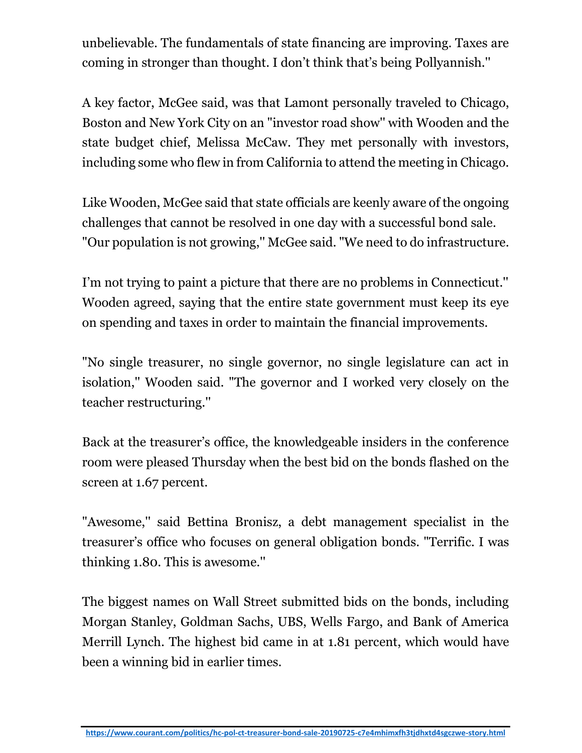unbelievable. The fundamentals of state financing are improving. Taxes are coming in stronger than thought. I don't think that's being Pollyannish."

A key factor, McGee said, was that Lamont personally traveled to Chicago, Boston and New York City on an "investor road show" with Wooden and the state budget chief, Melissa McCaw. They met personally with investors, including some who flew in from California to attend the meeting in Chicago.

Like Wooden, McGee said that state officials are keenly aware of the ongoing challenges that cannot be resolved in one day with a successful bond sale. "Our population is not growing," McGee said. "We need to do infrastructure.

I'm not trying to paint a picture that there are no problems in Connecticut." Wooden agreed, saying that the entire state government must keep its eye on spending and taxes in order to maintain the financial improvements.

"No single treasurer, no single governor, no single legislature can act in isolation," Wooden said. "The governor and I worked very closely on the teacher restructuring."

Back at the treasurer's office, the knowledgeable insiders in the conference room were pleased Thursday when the best bid on the bonds flashed on the screen at 1.67 percent.

"Awesome," said Bettina Bronisz, a debt management specialist in the treasurer's office who focuses on general obligation bonds. "Terrific. I was thinking 1.80. This is awesome."

The biggest names on Wall Street submitted bids on the bonds, including Morgan Stanley, Goldman Sachs, UBS, Wells Fargo, and Bank of America Merrill Lynch. The highest bid came in at 1.81 percent, which would have been a winning bid in earlier times.

https://www.courant.com/politics/hc-pol-ct-treasurer-bond-sale-20190725-c7e4mhimxfh3tjdhxtd4sgczwe-story.html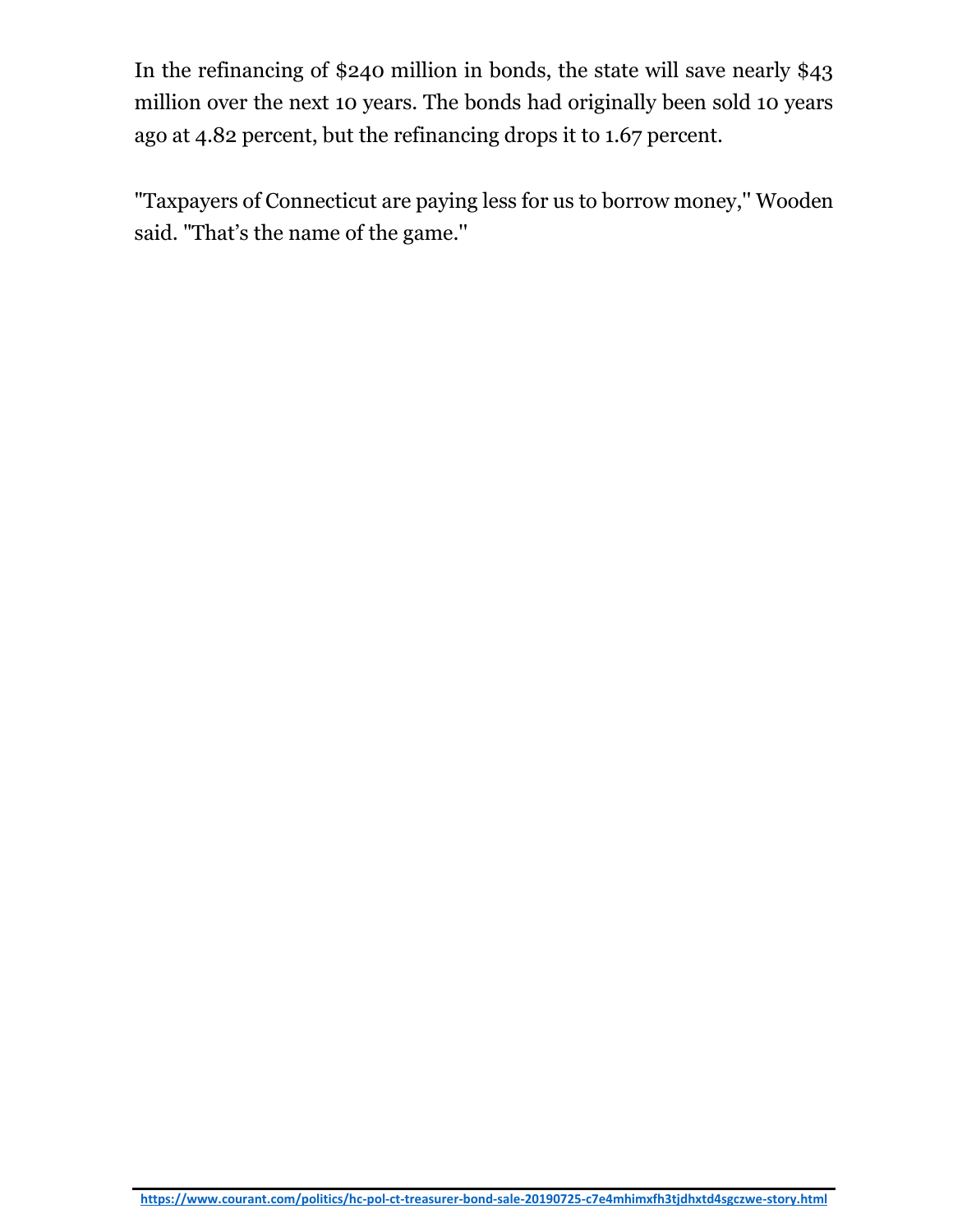In the refinancing of $240 million in bonds, the state will save nearly $43 million over the next 10 years. The bonds had originally been sold 10 years ago at 4.82 percent, but the refinancing drops it to 1.67 percent.

"Taxpayers of Connecticut are paying less for us to borrow money," Wooden said. "That's the name of the game."

https://www.courant.com/politics/hc-pol-ct-treasurer-bond-sale-20190725-c7e4mhimxfh3tjdhxtd4sgczwe-story.html